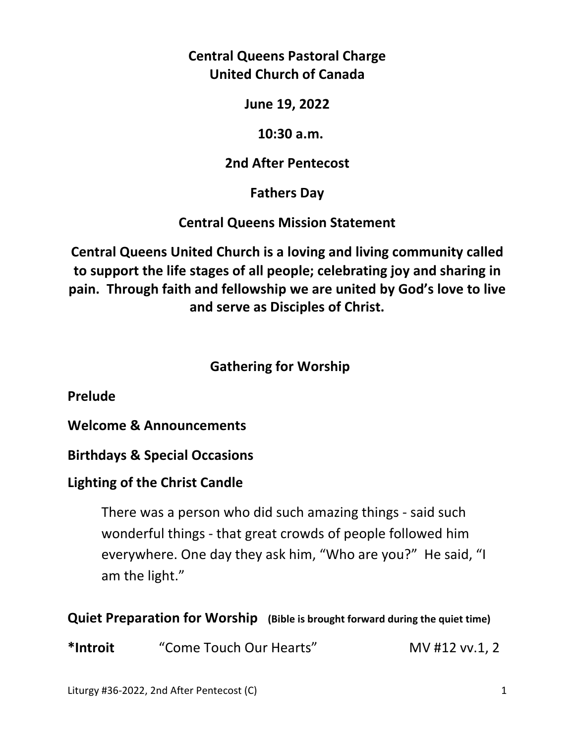**Central Queens Pastoral Charge**
**United Church of Canada**

**June 19, 2022**

**10:30 a.m.**

**2nd After Pentecost**

**Fathers Day**

**Central Queens Mission Statement**

**Central Queens United Church is a loving and living community called to support the life stages of all people; celebrating joy and sharing in pain. Through faith and fellowship we are united by God's love to live and serve as Disciples of Christ.**

## Gathering for Worship

**Prelude**

**Welcome & Announcements**

**Birthdays & Special Occasions**

**Lighting of the Christ Candle**

> There was a person who did such amazing things - said such wonderful things - that great crowds of people followed him everywhere. One day they ask him, "Who are you?" He said, "I am the light."

**Quiet Preparation for Worship** **(Bible is brought forward during the quiet time)**

**\*Introit** "Come Touch Our Hearts" MV #12 vv.1, 2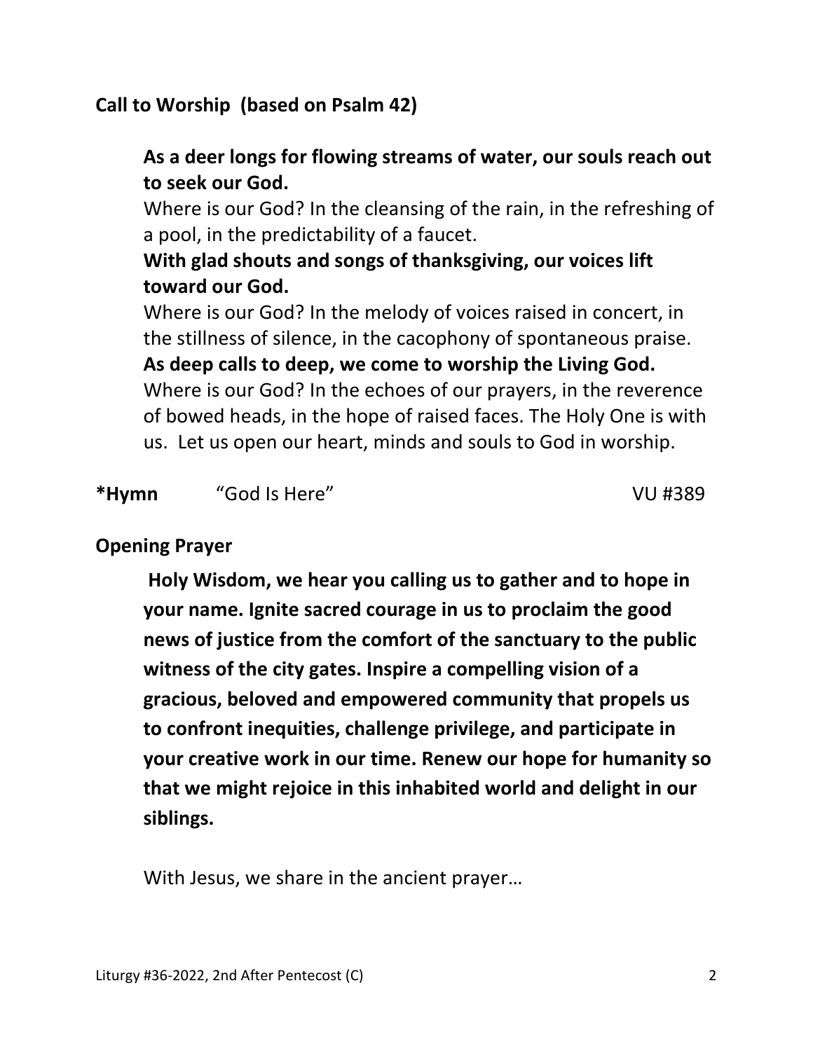**Call to Worship (based on Psalm 42)**

**As a deer longs for flowing streams of water, our souls reach out to seek our God.**

Where is our God? In the cleansing of the rain, in the refreshing of a pool, in the predictability of a faucet.

**With glad shouts and songs of thanksgiving, our voices lift toward our God.**

Where is our God? In the melody of voices raised in concert, in the stillness of silence, in the cacophony of spontaneous praise.

**As deep calls to deep, we come to worship the Living God.**

Where is our God? In the echoes of our prayers, in the reverence of bowed heads, in the hope of raised faces. The Holy One is with us. Let us open our heart, minds and souls to God in worship.

**\*Hymn** "God Is Here" VU #389

**Opening Prayer**

**Holy Wisdom, we hear you calling us to gather and to hope in your name. Ignite sacred courage in us to proclaim the good news of justice from the comfort of the sanctuary to the public witness of the city gates. Inspire a compelling vision of a gracious, beloved and empowered community that propels us to confront inequities, challenge privilege, and participate in your creative work in our time. Renew our hope for humanity so that we might rejoice in this inhabited world and delight in our siblings.**

With Jesus, we share in the ancient prayer…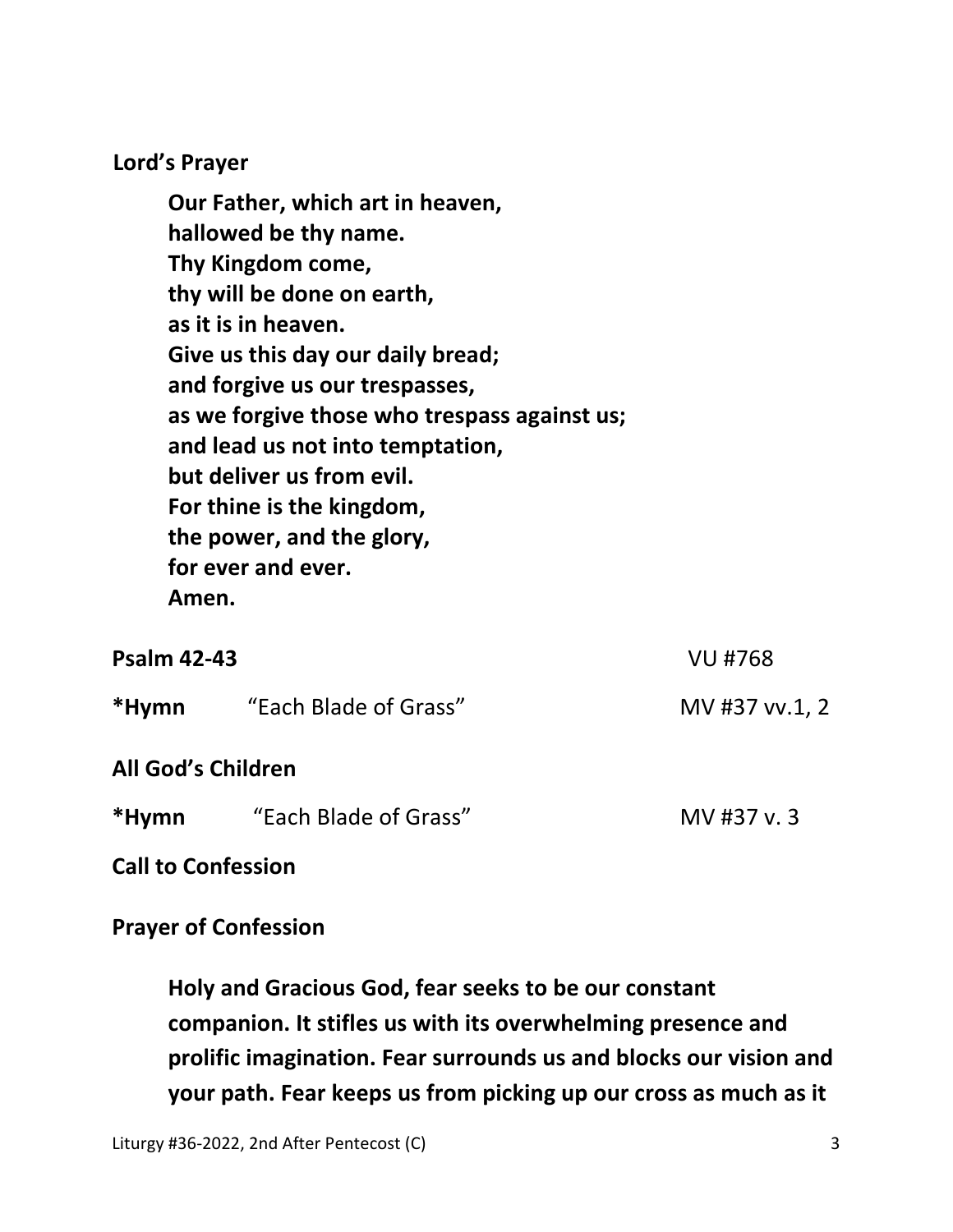**Lord's Prayer**

**Our Father, which art in heaven,**
**hallowed be thy name.**
**Thy Kingdom come,**
**thy will be done on earth,**
**as it is in heaven.**
**Give us this day our daily bread;**
**and forgive us our trespasses,**
**as we forgive those who trespass against us;**
**and lead us not into temptation,**
**but deliver us from evil.**
**For thine is the kingdom,**
**the power, and the glory,**
**for ever and ever.**
**Amen.**

**Psalm 42-43** VU #768

***Hymn** "Each Blade of Grass" MV #37 vv.1, 2

**All God's Children**

***Hymn** "Each Blade of Grass" MV #37 v. 3

**Call to Confession**

**Prayer of Confession**

**Holy and Gracious God, fear seeks to be our constant companion. It stifles us with its overwhelming presence and prolific imagination. Fear surrounds us and blocks our vision and your path. Fear keeps us from picking up our cross as much as it**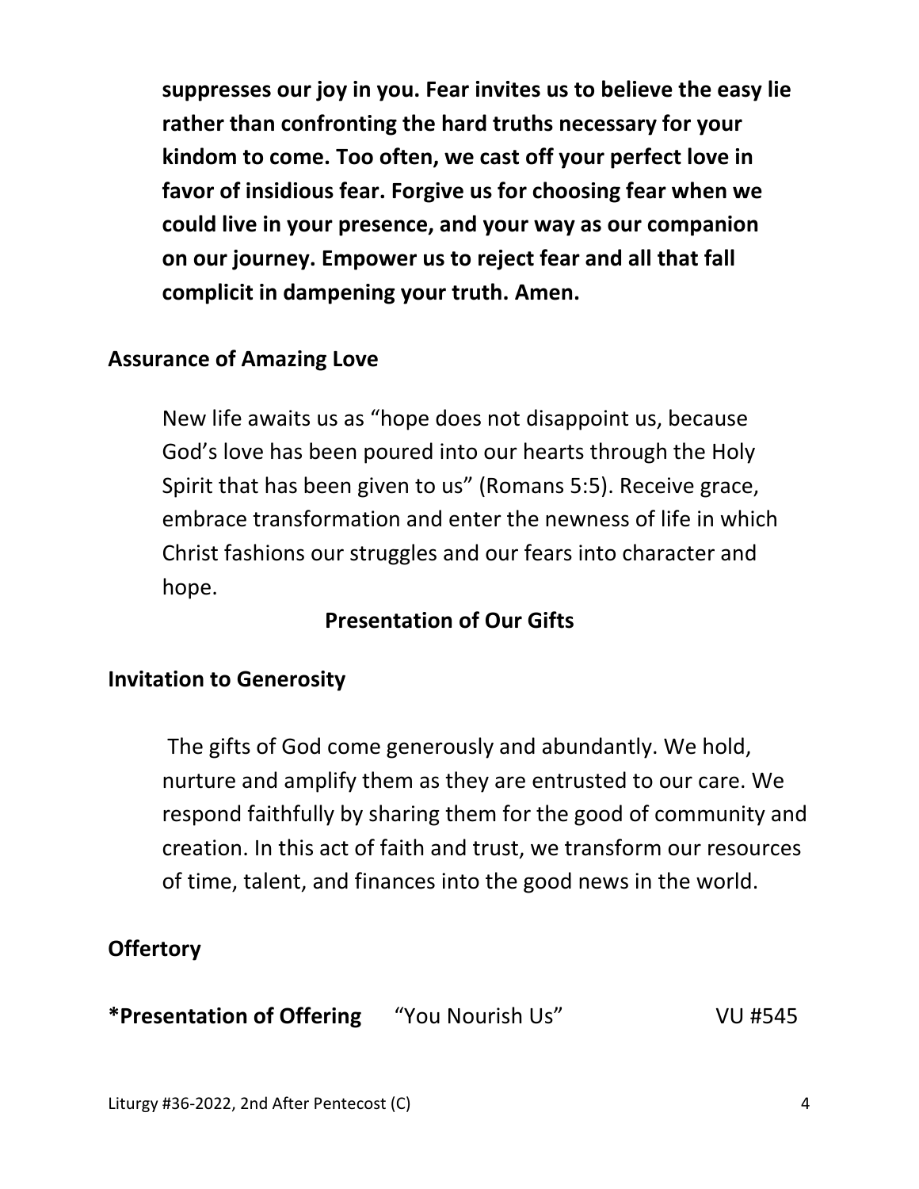**suppresses our joy in you. Fear invites us to believe the easy lie rather than confronting the hard truths necessary for your kindom to come. Too often, we cast off your perfect love in favor of insidious fear. Forgive us for choosing fear when we could live in your presence, and your way as our companion on our journey. Empower us to reject fear and all that fall complicit in dampening your truth. Amen.**

**Assurance of Amazing Love**

New life awaits us as "hope does not disappoint us, because God's love has been poured into our hearts through the Holy Spirit that has been given to us" (Romans 5:5). Receive grace, embrace transformation and enter the newness of life in which Christ fashions our struggles and our fears into character and hope.

## Presentation of Our Gifts

**Invitation to Generosity**

The gifts of God come generously and abundantly. We hold, nurture and amplify them as they are entrusted to our care. We respond faithfully by sharing them for the good of community and creation. In this act of faith and trust, we transform our resources of time, talent, and finances into the good news in the world.

**Offertory**

**\*Presentation of Offering** "You Nourish Us" VU #545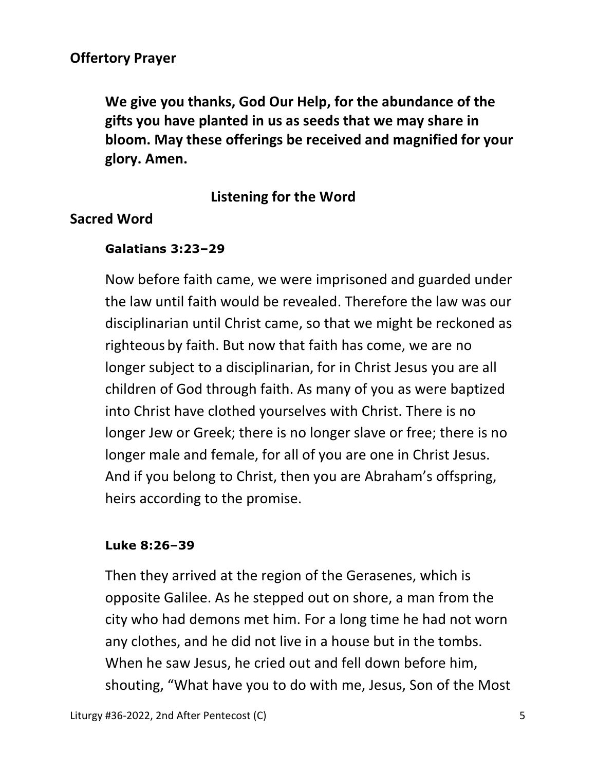## Offertory Prayer

**We give you thanks, God Our Help, for the abundance of the gifts you have planted in us as seeds that we may share in bloom. May these offerings be received and magnified for your glory. Amen.**

### Listening for the Word

## Sacred Word

**Galatians 3:23–29**

Now before faith came, we were imprisoned and guarded under the law until faith would be revealed. Therefore the law was our disciplinarian until Christ came, so that we might be reckoned as righteous by faith. But now that faith has come, we are no longer subject to a disciplinarian, for in Christ Jesus you are all children of God through faith. As many of you as were baptized into Christ have clothed yourselves with Christ. There is no longer Jew or Greek; there is no longer slave or free; there is no longer male and female, for all of you are one in Christ Jesus. And if you belong to Christ, then you are Abraham's offspring, heirs according to the promise.

**Luke 8:26–39**

Then they arrived at the region of the Gerasenes, which is opposite Galilee. As he stepped out on shore, a man from the city who had demons met him. For a long time he had not worn any clothes, and he did not live in a house but in the tombs. When he saw Jesus, he cried out and fell down before him, shouting, "What have you to do with me, Jesus, Son of the Most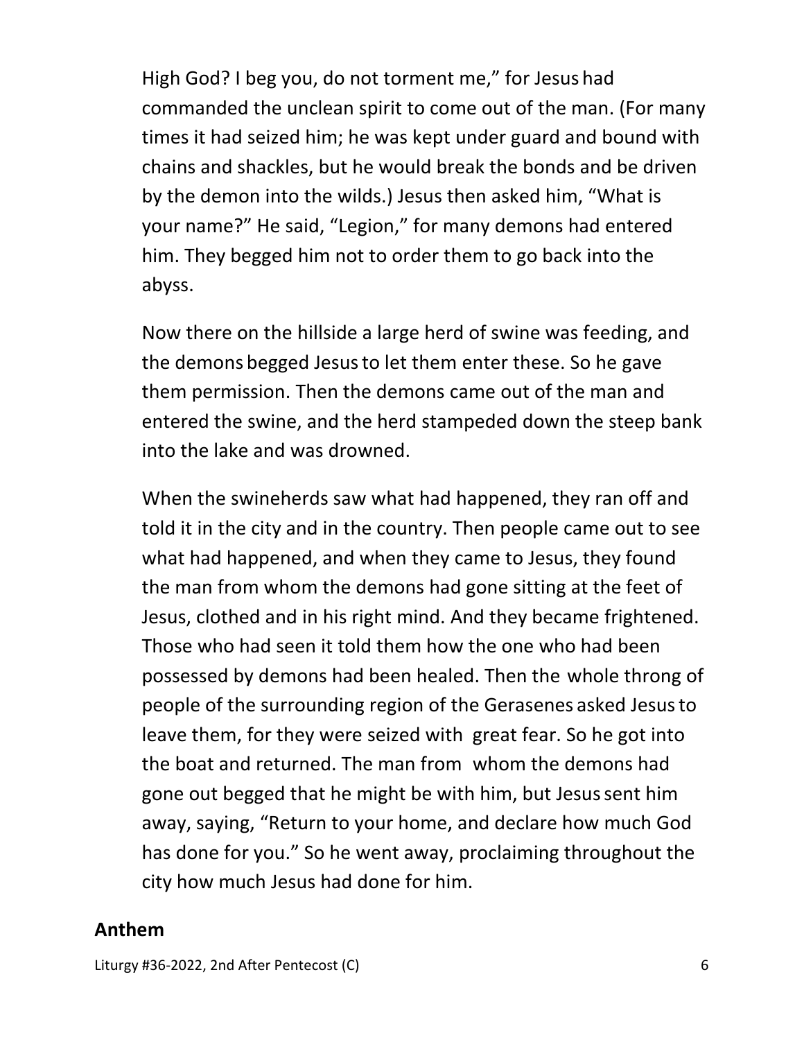High God? I beg you, do not torment me," for Jesus had commanded the unclean spirit to come out of the man. (For many times it had seized him; he was kept under guard and bound with chains and shackles, but he would break the bonds and be driven by the demon into the wilds.) Jesus then asked him, "What is your name?" He said, "Legion," for many demons had entered him. They begged him not to order them to go back into the abyss.

Now there on the hillside a large herd of swine was feeding, and the demons begged Jesus to let them enter these. So he gave them permission. Then the demons came out of the man and entered the swine, and the herd stampeded down the steep bank into the lake and was drowned.

When the swineherds saw what had happened, they ran off and told it in the city and in the country. Then people came out to see what had happened, and when they came to Jesus, they found the man from whom the demons had gone sitting at the feet of Jesus, clothed and in his right mind. And they became frightened. Those who had seen it told them how the one who had been possessed by demons had been healed. Then the whole throng of people of the surrounding region of the Gerasenes asked Jesus to leave them, for they were seized with great fear. So he got into the boat and returned. The man from whom the demons had gone out begged that he might be with him, but Jesus sent him away, saying, "Return to your home, and declare how much God has done for you." So he went away, proclaiming throughout the city how much Jesus had done for him.

**Anthem**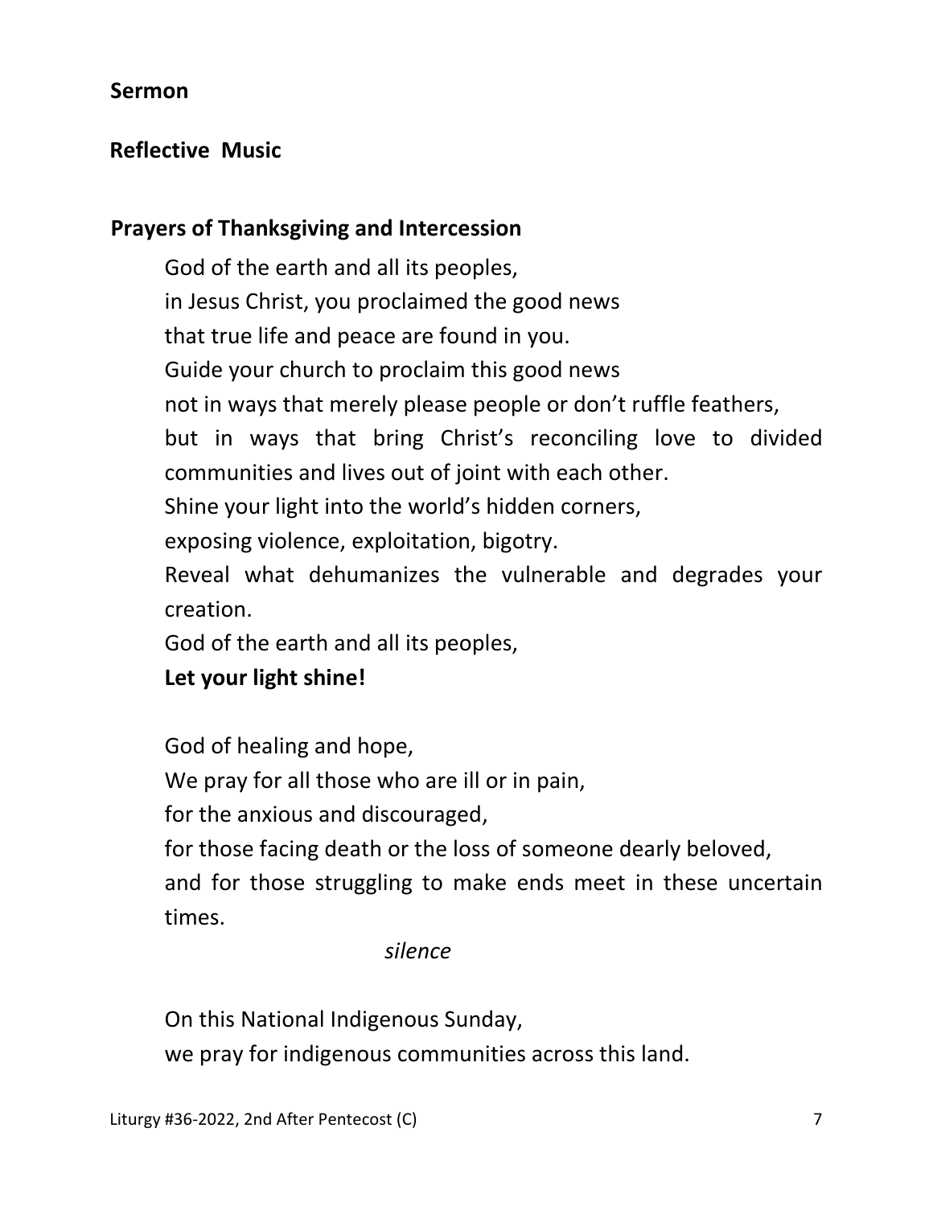**Sermon**

**Reflective Music**

**Prayers of Thanksgiving and Intercession**

God of the earth and all its peoples,
in Jesus Christ, you proclaimed the good news
that true life and peace are found in you.
Guide your church to proclaim this good news
not in ways that merely please people or don't ruffle feathers,
but in ways that bring Christ's reconciling love to divided communities and lives out of joint with each other.
Shine your light into the world's hidden corners,
exposing violence, exploitation, bigotry.
Reveal what dehumanizes the vulnerable and degrades your creation.
God of the earth and all its peoples,
**Let your light shine!**

God of healing and hope,
We pray for all those who are ill or in pain,
for the anxious and discouraged,
for those facing death or the loss of someone dearly beloved,
and for those struggling to make ends meet in these uncertain times.

*silence*

On this National Indigenous Sunday,
we pray for indigenous communities across this land.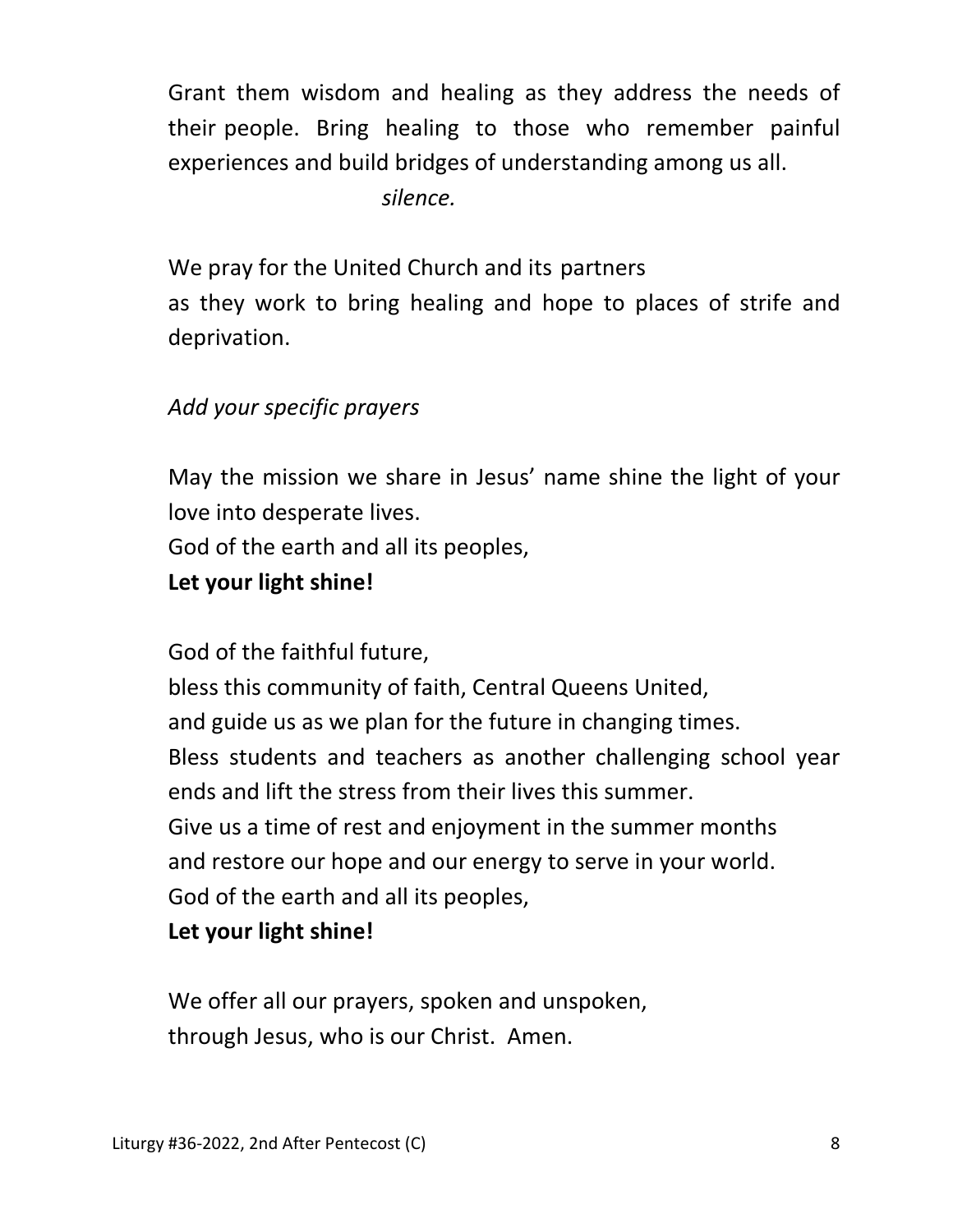Grant them wisdom and healing as they address the needs of their people. Bring healing to those who remember painful experiences and build bridges of understanding among us all.

*silence.*

We pray for the United Church and its partners
as they work to bring healing and hope to places of strife and deprivation.

*Add your specific prayers*

May the mission we share in Jesus' name shine the light of your love into desperate lives.
God of the earth and all its peoples,
**Let your light shine!**

God of the faithful future,
bless this community of faith, Central Queens United,
and guide us as we plan for the future in changing times.
Bless students and teachers as another challenging school year ends and lift the stress from their lives this summer.
Give us a time of rest and enjoyment in the summer months
and restore our hope and our energy to serve in your world.
God of the earth and all its peoples,
**Let your light shine!**

We offer all our prayers, spoken and unspoken,
through Jesus, who is our Christ. Amen.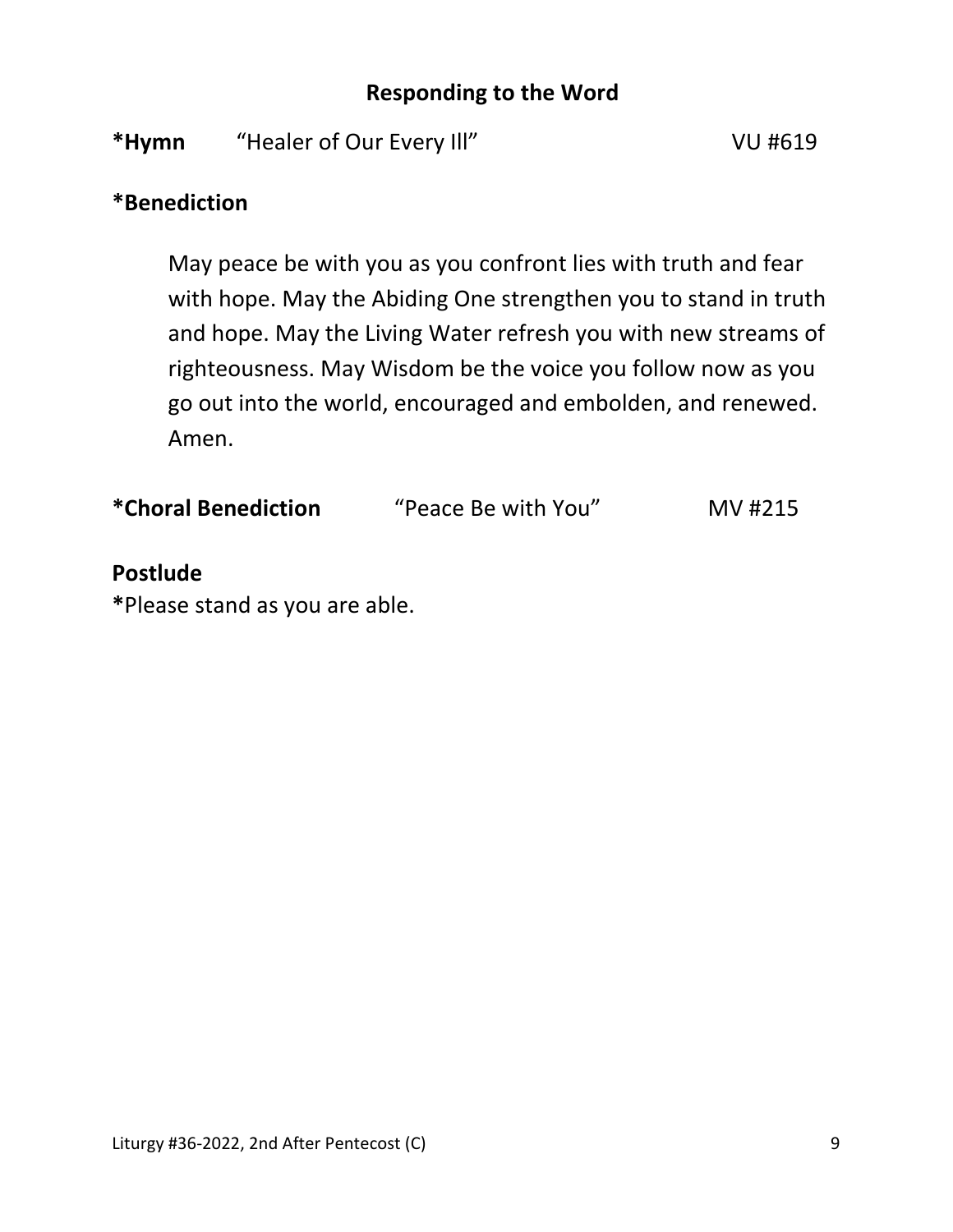## Responding to the Word

**\*Hymn** "Healer of Our Every Ill" VU #619

**\*Benediction**

May peace be with you as you confront lies with truth and fear with hope. May the Abiding One strengthen you to stand in truth and hope. May the Living Water refresh you with new streams of righteousness. May Wisdom be the voice you follow now as you go out into the world, encouraged and embolden, and renewed. Amen.

**\*Choral Benediction** "Peace Be with You" MV #215

**Postlude**

**\***Please stand as you are able.